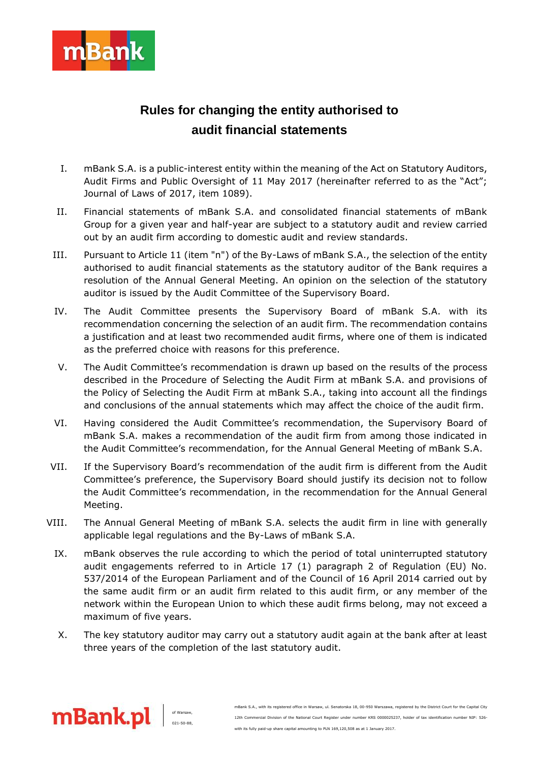# Rules for changing the entity authorised to audit financial statements

I. mBank S.A. is a public-interest entity within the meaning of the Act on Statutory Auditors, Audit Firms and Public Oversight of 11 May 2017 (hereinafter referred to as the "Act"; Journal of Laws of 2017, item 1089).

II. Financial statements of mBank S.A. and consolidated financial statements of mBank Group for a given year and half-year are subject to a statutory audit and review carried out by an audit firm according to domestic audit and review standards.

III. Pursuant to Article 11 (item "n") of the By-Laws of mBank S.A., the selection of the entity authorised to audit financial statements as the statutory auditor of the Bank requires a resolution of the Annual General Meeting. An opinion on the selection of the statutory auditor is issued by the Audit Committee of the Supervisory Board.

IV. The Audit Committee presents the Supervisory Board of mBank S.A. with its recommendation concerning the selection of an audit firm. The recommendation contains a justification and at least two recommended audit firms, where one of them is indicated as the preferred choice with reasons for this preference.

V. The Audit Committee's recommendation is drawn up based on the results of the process described in the Procedure of Selecting the Audit Firm at mBank S.A. and provisions of the Policy of Selecting the Audit Firm at mBank S.A., taking into account all the findings and conclusions of the annual statements which may affect the choice of the audit firm.

VI. Having considered the Audit Committee's recommendation, the Supervisory Board of mBank S.A. makes a recommendation of the audit firm from among those indicated in the Audit Committee's recommendation, for the Annual General Meeting of mBank S.A.

VII. If the Supervisory Board's recommendation of the audit firm is different from the Audit Committee's preference, the Supervisory Board should justify its decision not to follow the Audit Committee's recommendation, in the recommendation for the Annual General Meeting.

VIII. The Annual General Meeting of mBank S.A. selects the audit firm in line with generally applicable legal regulations and the By-Laws of mBank S.A.

IX. mBank observes the rule according to which the period of total uninterrupted statutory audit engagements referred to in Article 17 (1) paragraph 2 of Regulation (EU) No. 537/2014 of the European Parliament and of the Council of 16 April 2014 carried out by the same audit firm or an audit firm related to this audit firm, or any member of the network within the European Union to which these audit firms belong, may not exceed a maximum of five years.

X. The key statutory auditor may carry out a statutory audit again at the bank after at least three years of the completion of the last statutory audit.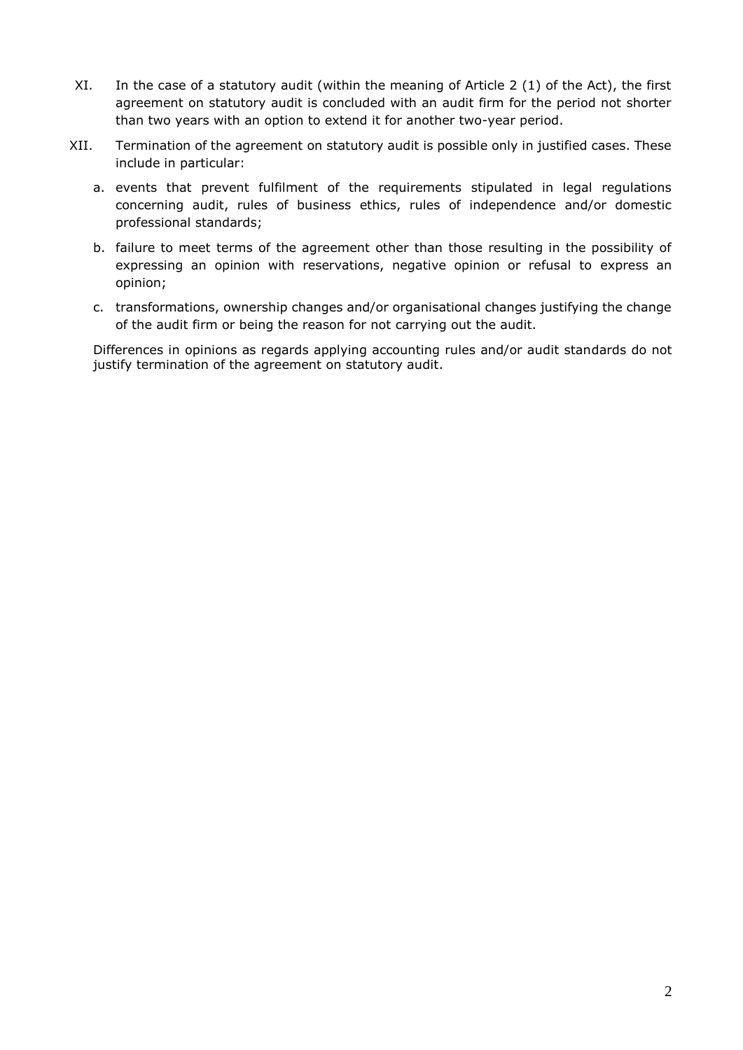XI. In the case of a statutory audit (within the meaning of Article 2 (1) of the Act), the first agreement on statutory audit is concluded with an audit firm for the period not shorter than two years with an option to extend it for another two-year period.

XII. Termination of the agreement on statutory audit is possible only in justified cases. These include in particular:

   a. events that prevent fulfilment of the requirements stipulated in legal regulations concerning audit, rules of business ethics, rules of independence and/or domestic professional standards;

   b. failure to meet terms of the agreement other than those resulting in the possibility of expressing an opinion with reservations, negative opinion or refusal to express an opinion;

   c. transformations, ownership changes and/or organisational changes justifying the change of the audit firm or being the reason for not carrying out the audit.

   Differences in opinions as regards applying accounting rules and/or audit standards do not justify termination of the agreement on statutory audit.